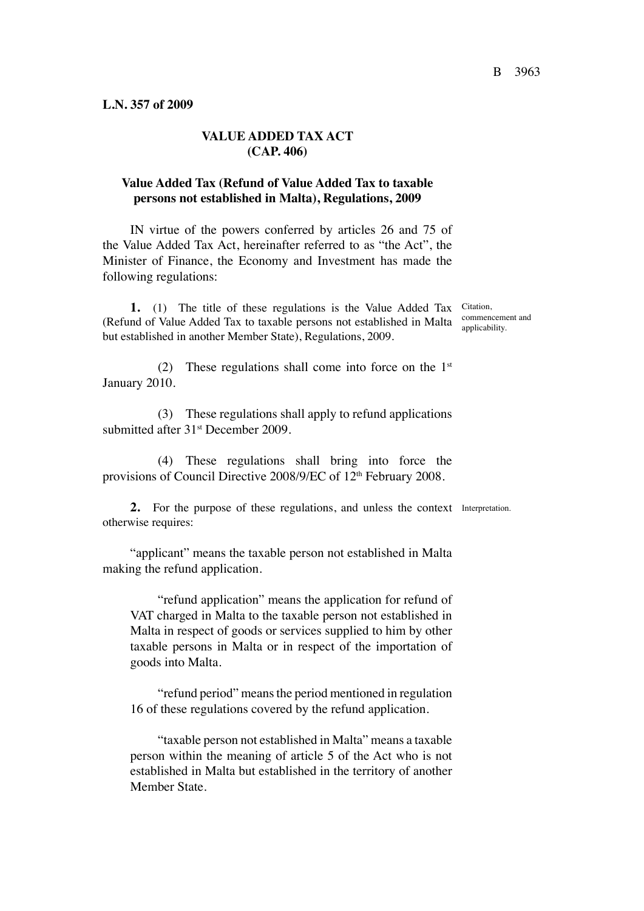**L.N. 357 of 2009**

# VALUE ADDED TAX ACT (CAP. 406)

## Value Added Tax (Refund of Value Added Tax to taxable persons not established in Malta), Regulations, 2009

IN virtue of the powers conferred by articles 26 and 75 of the Value Added Tax Act, hereinafter referred to as "the Act", the Minister of Finance, the Economy and Investment has made the following regulations:

*Citation, commencement and applicability.*

**1.** (1) The title of these regulations is the Value Added Tax (Refund of Value Added Tax to taxable persons not established in Malta but established in another Member State), Regulations, 2009.

(2) These regulations shall come into force on the 1st January 2010.

(3) These regulations shall apply to refund applications submitted after 31st December 2009.

(4) These regulations shall bring into force the provisions of Council Directive 2008/9/EC of 12th February 2008.

*Interpretation.*

**2.** For the purpose of these regulations, and unless the context otherwise requires:

"applicant" means the taxable person not established in Malta making the refund application.

"refund application" means the application for refund of VAT charged in Malta to the taxable person not established in Malta in respect of goods or services supplied to him by other taxable persons in Malta or in respect of the importation of goods into Malta.

"refund period" means the period mentioned in regulation 16 of these regulations covered by the refund application.

"taxable person not established in Malta" means a taxable person within the meaning of article 5 of the Act who is not established in Malta but established in the territory of another Member State.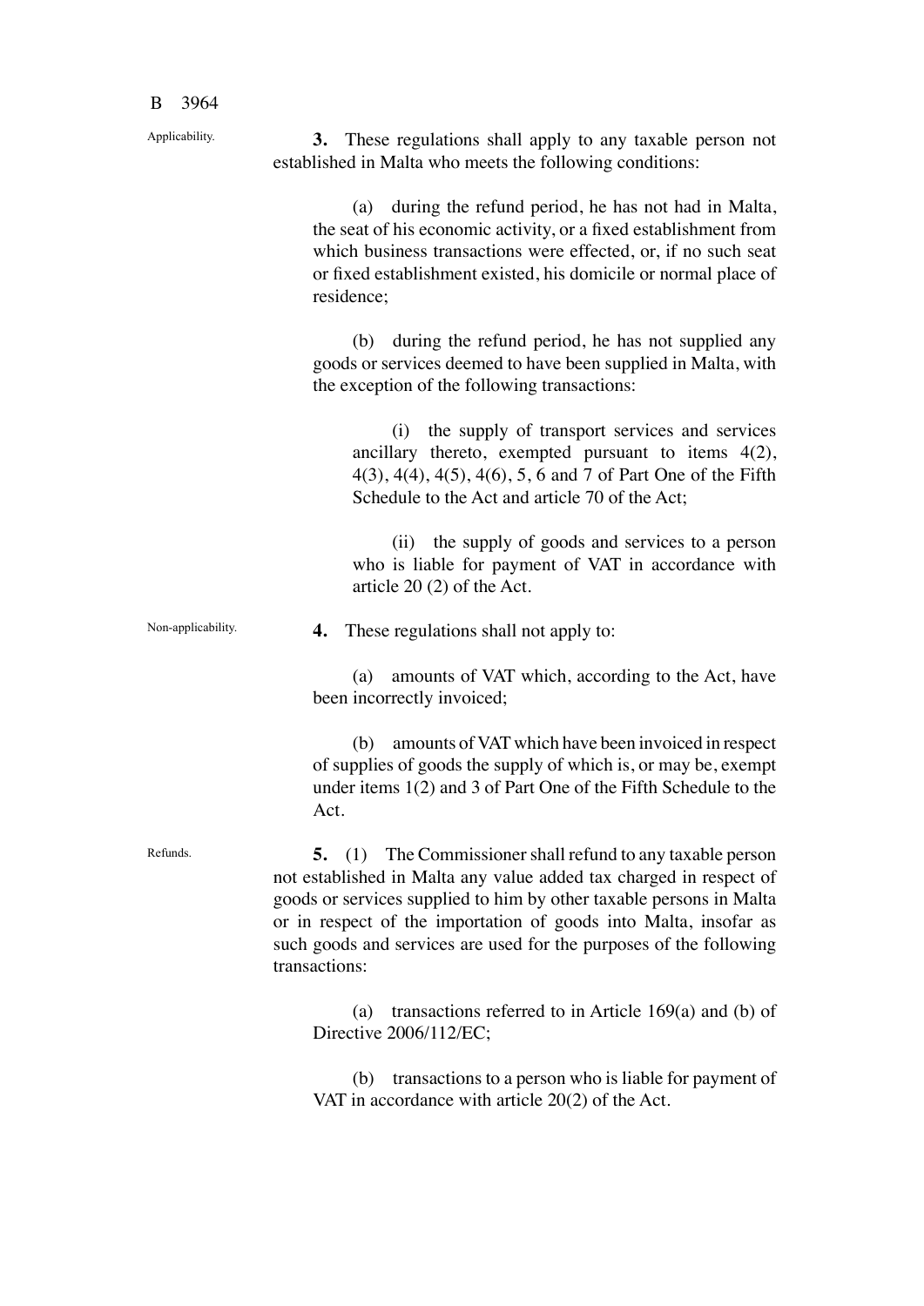Applicability.

**3.** These regulations shall apply to any taxable person not established in Malta who meets the following conditions:

(a) during the refund period, he has not had in Malta, the seat of his economic activity, or a fixed establishment from which business transactions were effected, or, if no such seat or fixed establishment existed, his domicile or normal place of residence;

(b) during the refund period, he has not supplied any goods or services deemed to have been supplied in Malta, with the exception of the following transactions:

(i) the supply of transport services and services ancillary thereto, exempted pursuant to items 4(2), 4(3), 4(4), 4(5), 4(6), 5, 6 and 7 of Part One of the Fifth Schedule to the Act and article 70 of the Act;

(ii) the supply of goods and services to a person who is liable for payment of VAT in accordance with article 20 (2) of the Act.

Non-applicability.

**4.** These regulations shall not apply to:

(a) amounts of VAT which, according to the Act, have been incorrectly invoiced;

(b) amounts of VAT which have been invoiced in respect of supplies of goods the supply of which is, or may be, exempt under items 1(2) and 3 of Part One of the Fifth Schedule to the Act.

Refunds.

**5.** (1) The Commissioner shall refund to any taxable person not established in Malta any value added tax charged in respect of goods or services supplied to him by other taxable persons in Malta or in respect of the importation of goods into Malta, insofar as such goods and services are used for the purposes of the following transactions:

(a) transactions referred to in Article 169(a) and (b) of Directive 2006/112/EC;

(b) transactions to a person who is liable for payment of VAT in accordance with article 20(2) of the Act.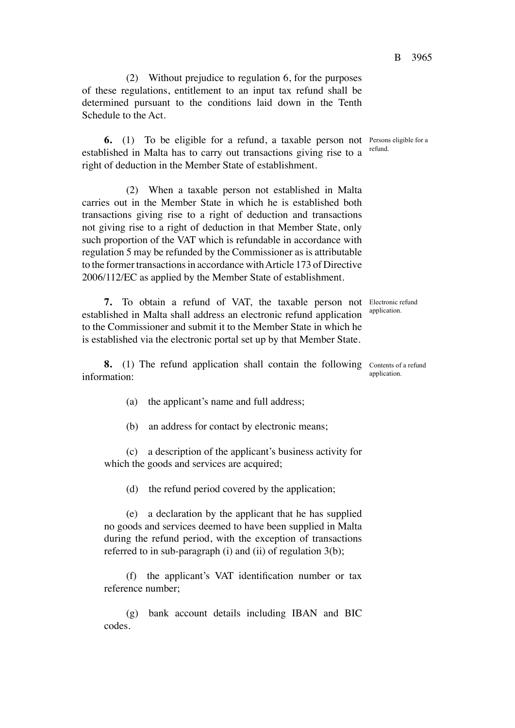(2) Without prejudice to regulation 6, for the purposes of these regulations, entitlement to an input tax refund shall be determined pursuant to the conditions laid down in the Tenth Schedule to the Act.

*Persons eligible for a refund.*

**6.** (1) To be eligible for a refund, a taxable person not established in Malta has to carry out transactions giving rise to a right of deduction in the Member State of establishment.

(2) When a taxable person not established in Malta carries out in the Member State in which he is established both transactions giving rise to a right of deduction and transactions not giving rise to a right of deduction in that Member State, only such proportion of the VAT which is refundable in accordance with regulation 5 may be refunded by the Commissioner as is attributable to the former transactions in accordance with Article 173 of Directive 2006/112/EC as applied by the Member State of establishment.

*Electronic refund application.*

**7.** To obtain a refund of VAT, the taxable person not established in Malta shall address an electronic refund application to the Commissioner and submit it to the Member State in which he is established via the electronic portal set up by that Member State.

*Contents of a refund application.*

**8.** (1) The refund application shall contain the following information:

(a) the applicant's name and full address;

(b) an address for contact by electronic means;

(c) a description of the applicant's business activity for which the goods and services are acquired;

(d) the refund period covered by the application;

(e) a declaration by the applicant that he has supplied no goods and services deemed to have been supplied in Malta during the refund period, with the exception of transactions referred to in sub-paragraph (i) and (ii) of regulation 3(b);

(f) the applicant's VAT identification number or tax reference number;

(g) bank account details including IBAN and BIC codes.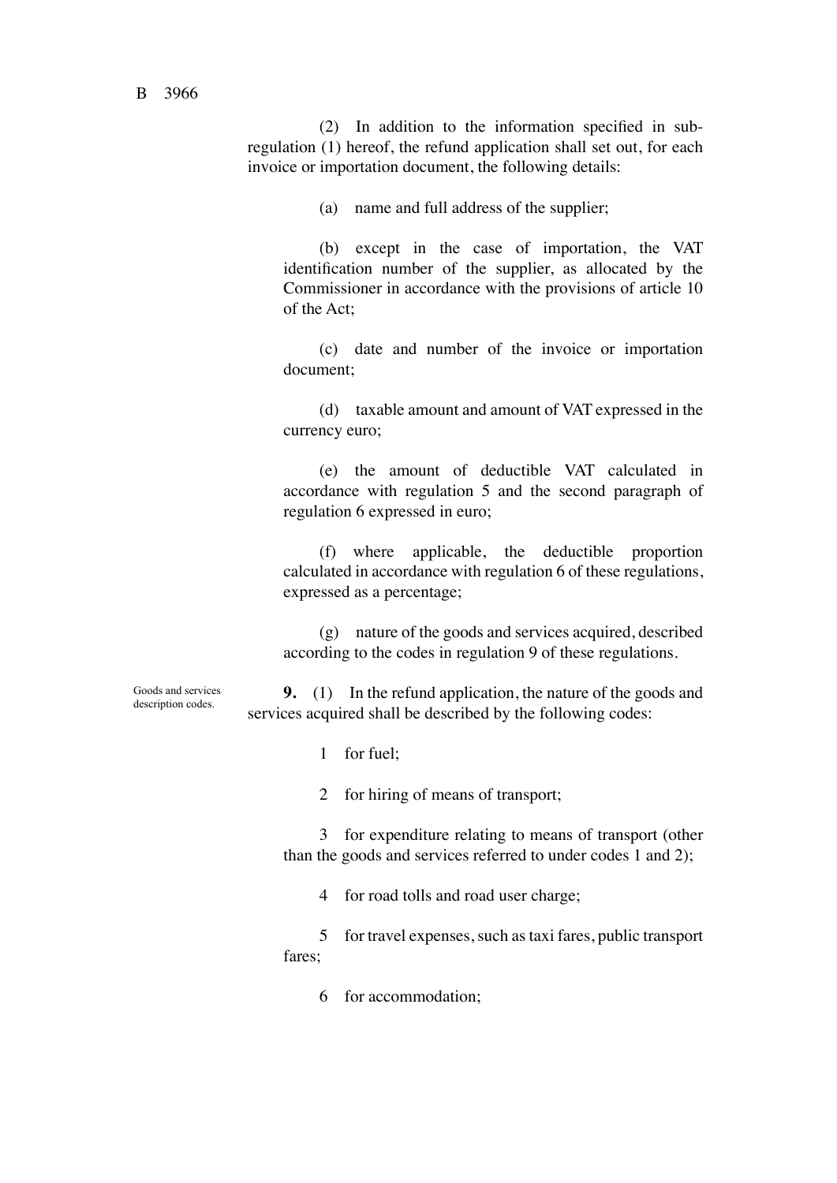(2) In addition to the information specified in sub-regulation (1) hereof, the refund application shall set out, for each invoice or importation document, the following details:

(a) name and full address of the supplier;

(b) except in the case of importation, the VAT identification number of the supplier, as allocated by the Commissioner in accordance with the provisions of article 10 of the Act;

(c) date and number of the invoice or importation document;

(d) taxable amount and amount of VAT expressed in the currency euro;

(e) the amount of deductible VAT calculated in accordance with regulation 5 and the second paragraph of regulation 6 expressed in euro;

(f) where applicable, the deductible proportion calculated in accordance with regulation 6 of these regulations, expressed as a percentage;

(g) nature of the goods and services acquired, described according to the codes in regulation 9 of these regulations.

*Goods and services description codes.*

**9.** (1) In the refund application, the nature of the goods and services acquired shall be described by the following codes:

1 for fuel;

2 for hiring of means of transport;

3 for expenditure relating to means of transport (other than the goods and services referred to under codes 1 and 2);

4 for road tolls and road user charge;

5 for travel expenses, such as taxi fares, public transport fares;

6 for accommodation;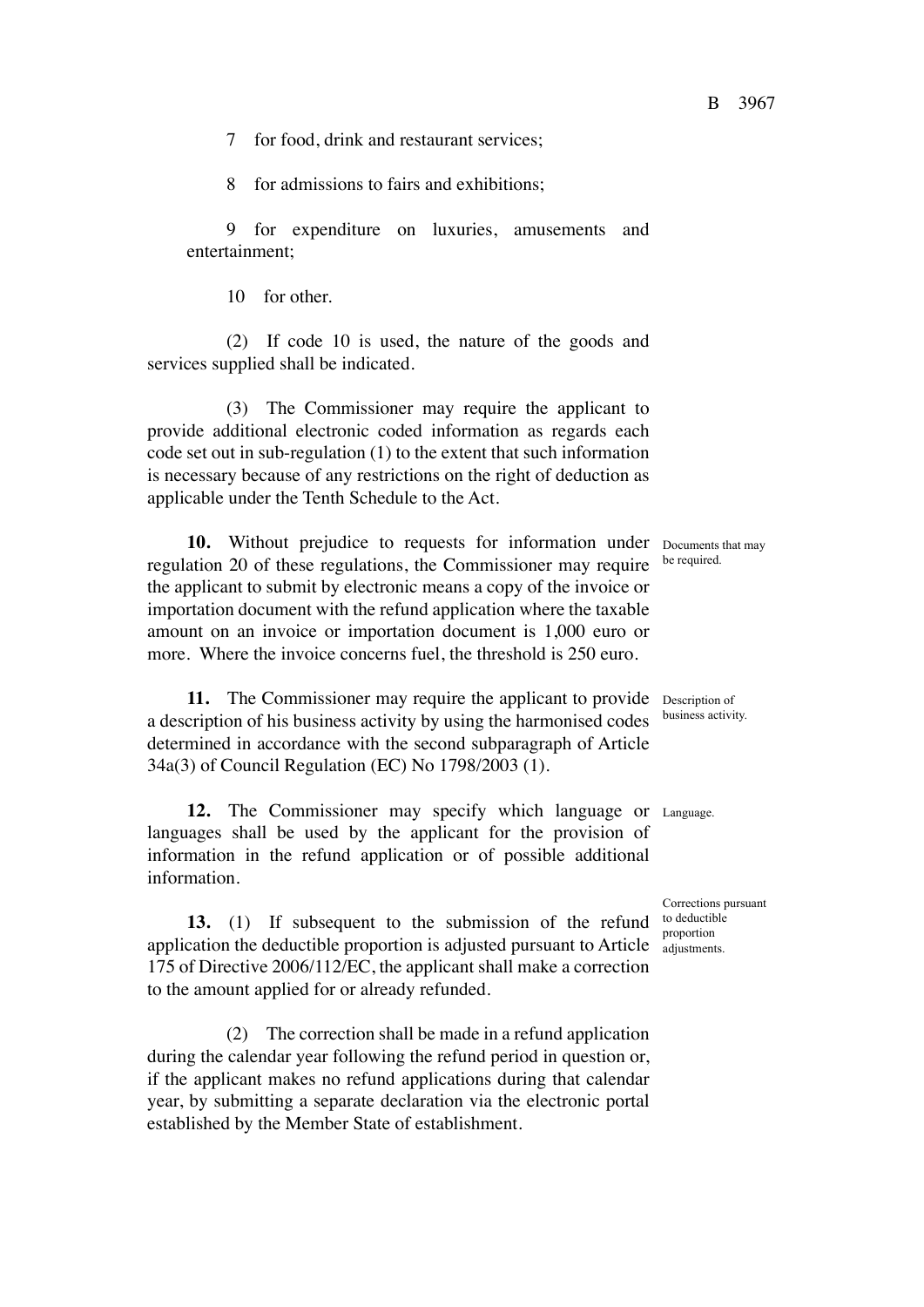7 for food, drink and restaurant services;

8 for admissions to fairs and exhibitions;

9 for expenditure on luxuries, amusements and entertainment;

10 for other.

(2) If code 10 is used, the nature of the goods and services supplied shall be indicated.

(3) The Commissioner may require the applicant to provide additional electronic coded information as regards each code set out in sub-regulation (1) to the extent that such information is necessary because of any restrictions on the right of deduction as applicable under the Tenth Schedule to the Act.

Documents that may be required.

**10.** Without prejudice to requests for information under regulation 20 of these regulations, the Commissioner may require the applicant to submit by electronic means a copy of the invoice or importation document with the refund application where the taxable amount on an invoice or importation document is 1,000 euro or more. Where the invoice concerns fuel, the threshold is 250 euro.

Description of business activity.

**11.** The Commissioner may require the applicant to provide a description of his business activity by using the harmonised codes determined in accordance with the second subparagraph of Article 34a(3) of Council Regulation (EC) No 1798/2003 (1).

Language.

**12.** The Commissioner may specify which language or languages shall be used by the applicant for the provision of information in the refund application or of possible additional information.

Corrections pursuant to deductible proportion adjustments.

**13.** (1) If subsequent to the submission of the refund application the deductible proportion is adjusted pursuant to Article 175 of Directive 2006/112/EC, the applicant shall make a correction to the amount applied for or already refunded.

(2) The correction shall be made in a refund application during the calendar year following the refund period in question or, if the applicant makes no refund applications during that calendar year, by submitting a separate declaration via the electronic portal established by the Member State of establishment.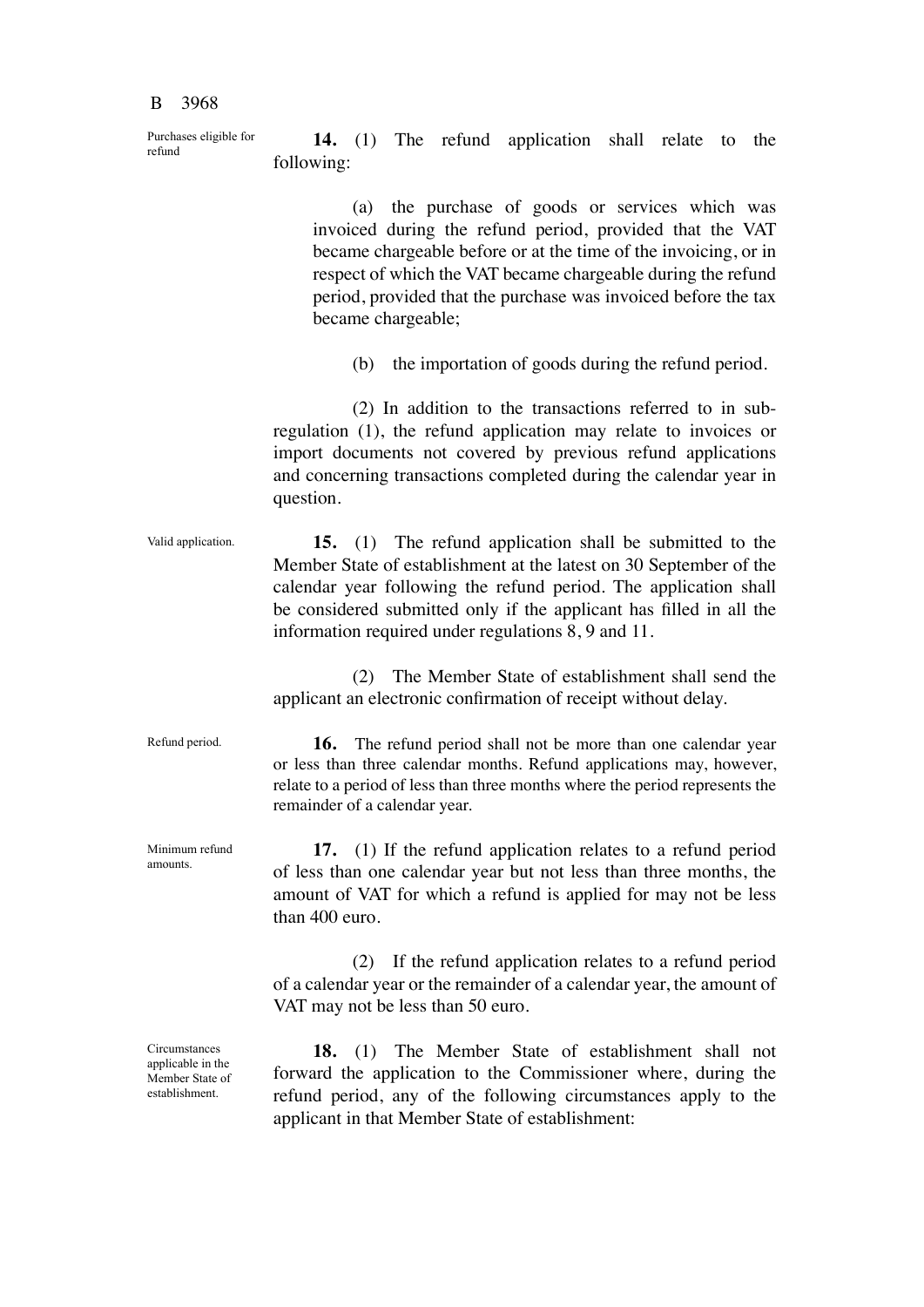Purchases eligible for refund

**14.** (1) The refund application shall relate to the following:

(a) the purchase of goods or services which was invoiced during the refund period, provided that the VAT became chargeable before or at the time of the invoicing, or in respect of which the VAT became chargeable during the refund period, provided that the purchase was invoiced before the tax became chargeable;

(b) the importation of goods during the refund period.

(2) In addition to the transactions referred to in sub-regulation (1), the refund application may relate to invoices or import documents not covered by previous refund applications and concerning transactions completed during the calendar year in question.

Valid application.

**15.** (1) The refund application shall be submitted to the Member State of establishment at the latest on 30 September of the calendar year following the refund period. The application shall be considered submitted only if the applicant has filled in all the information required under regulations 8, 9 and 11.

(2) The Member State of establishment shall send the applicant an electronic confirmation of receipt without delay.

Refund period.

**16.** The refund period shall not be more than one calendar year or less than three calendar months. Refund applications may, however, relate to a period of less than three months where the period represents the remainder of a calendar year.

Minimum refund amounts.

**17.** (1) If the refund application relates to a refund period of less than one calendar year but not less than three months, the amount of VAT for which a refund is applied for may not be less than 400 euro.

(2) If the refund application relates to a refund period of a calendar year or the remainder of a calendar year, the amount of VAT may not be less than 50 euro.

Circumstances applicable in the Member State of establishment.

**18.** (1) The Member State of establishment shall not forward the application to the Commissioner where, during the refund period, any of the following circumstances apply to the applicant in that Member State of establishment: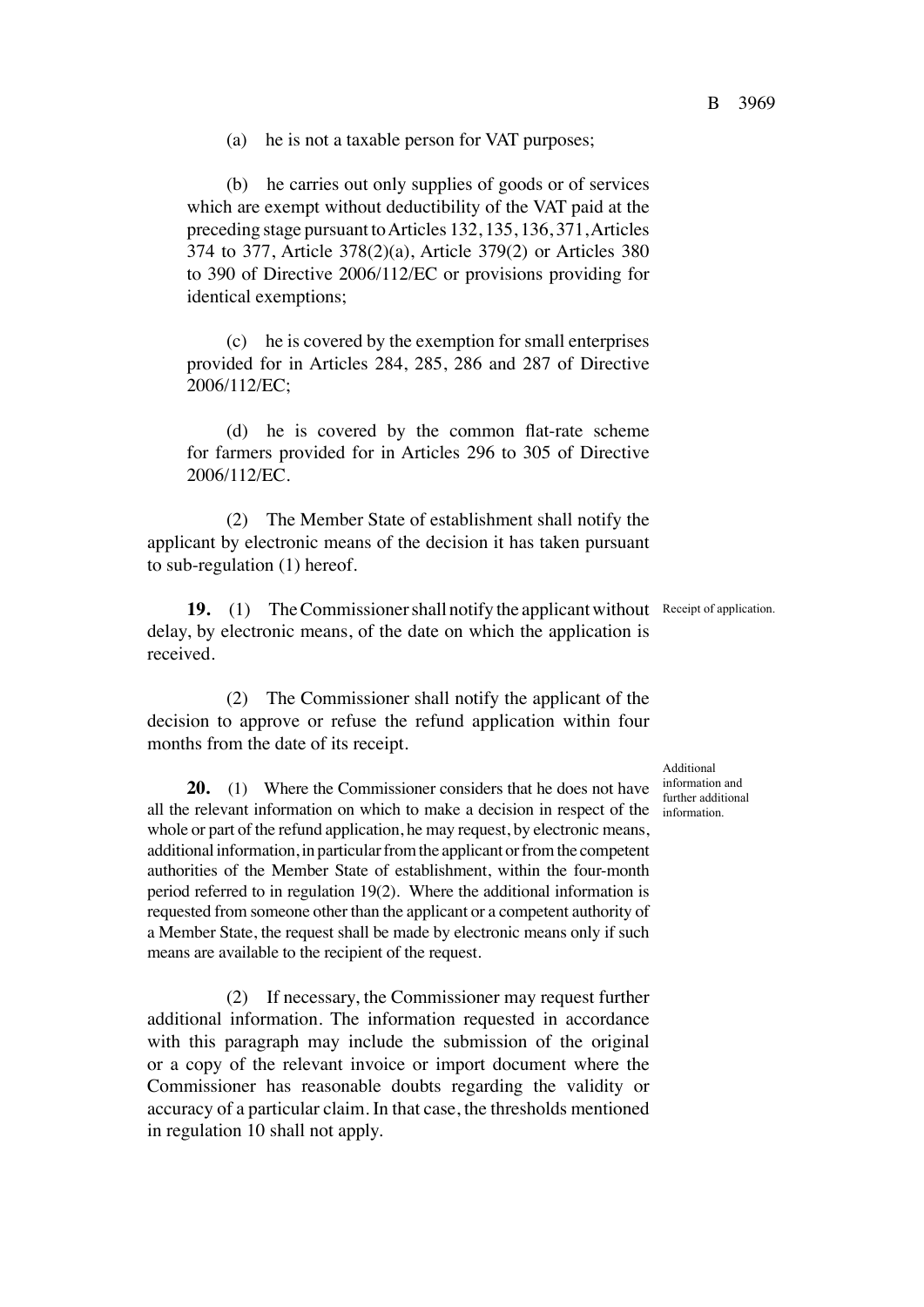(a) he is not a taxable person for VAT purposes;

(b) he carries out only supplies of goods or of services which are exempt without deductibility of the VAT paid at the preceding stage pursuant to Articles 132, 135, 136, 371, Articles 374 to 377, Article 378(2)(a), Article 379(2) or Articles 380 to 390 of Directive 2006/112/EC or provisions providing for identical exemptions;

(c) he is covered by the exemption for small enterprises provided for in Articles 284, 285, 286 and 287 of Directive 2006/112/EC;

(d) he is covered by the common flat-rate scheme for farmers provided for in Articles 296 to 305 of Directive 2006/112/EC.

(2) The Member State of establishment shall notify the applicant by electronic means of the decision it has taken pursuant to sub-regulation (1) hereof.

Receipt of application.

**19.** (1) The Commissioner shall notify the applicant without delay, by electronic means, of the date on which the application is received.

(2) The Commissioner shall notify the applicant of the decision to approve or refuse the refund application within four months from the date of its receipt.

Additional information and further additional information.

**20.** (1) Where the Commissioner considers that he does not have all the relevant information on which to make a decision in respect of the whole or part of the refund application, he may request, by electronic means, additional information, in particular from the applicant or from the competent authorities of the Member State of establishment, within the four-month period referred to in regulation 19(2). Where the additional information is requested from someone other than the applicant or a competent authority of a Member State, the request shall be made by electronic means only if such means are available to the recipient of the request.

(2) If necessary, the Commissioner may request further additional information. The information requested in accordance with this paragraph may include the submission of the original or a copy of the relevant invoice or import document where the Commissioner has reasonable doubts regarding the validity or accuracy of a particular claim. In that case, the thresholds mentioned in regulation 10 shall not apply.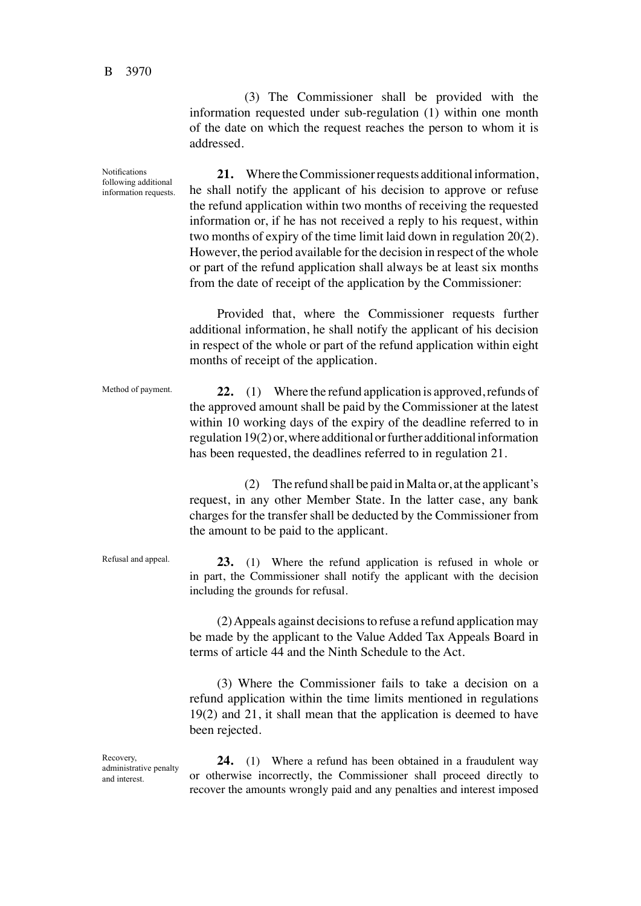(3) The Commissioner shall be provided with the information requested under sub-regulation (1) within one month of the date on which the request reaches the person to whom it is addressed.

Notifications following additional information requests.

**21.** Where the Commissioner requests additional information, he shall notify the applicant of his decision to approve or refuse the refund application within two months of receiving the requested information or, if he has not received a reply to his request, within two months of expiry of the time limit laid down in regulation 20(2). However, the period available for the decision in respect of the whole or part of the refund application shall always be at least six months from the date of receipt of the application by the Commissioner:

Provided that, where the Commissioner requests further additional information, he shall notify the applicant of his decision in respect of the whole or part of the refund application within eight months of receipt of the application.

Method of payment.

**22.** (1) Where the refund application is approved, refunds of the approved amount shall be paid by the Commissioner at the latest within 10 working days of the expiry of the deadline referred to in regulation 19(2) or, where additional or further additional information has been requested, the deadlines referred to in regulation 21.

(2) The refund shall be paid in Malta or, at the applicant's request, in any other Member State. In the latter case, any bank charges for the transfer shall be deducted by the Commissioner from the amount to be paid to the applicant.

Refusal and appeal.

**23.** (1) Where the refund application is refused in whole or in part, the Commissioner shall notify the applicant with the decision including the grounds for refusal.

(2) Appeals against decisions to refuse a refund application may be made by the applicant to the Value Added Tax Appeals Board in terms of article 44 and the Ninth Schedule to the Act.

(3) Where the Commissioner fails to take a decision on a refund application within the time limits mentioned in regulations 19(2) and 21, it shall mean that the application is deemed to have been rejected.

Recovery, administrative penalty and interest.

**24.** (1) Where a refund has been obtained in a fraudulent way or otherwise incorrectly, the Commissioner shall proceed directly to recover the amounts wrongly paid and any penalties and interest imposed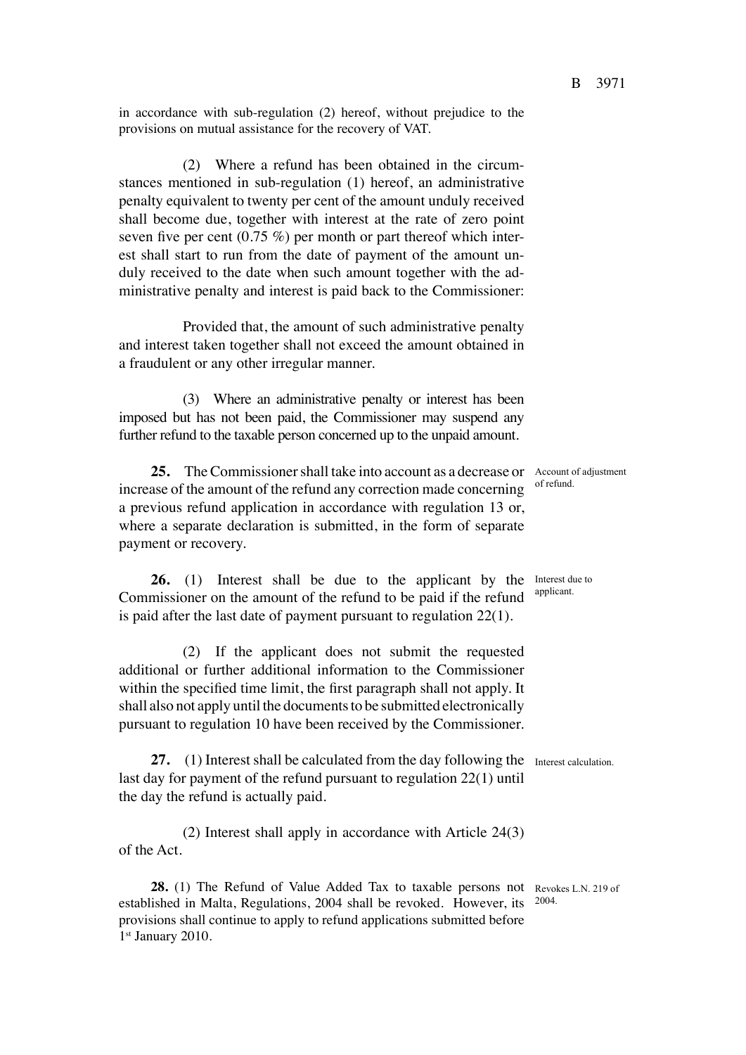in accordance with sub-regulation (2) hereof, without prejudice to the provisions on mutual assistance for the recovery of VAT.

(2) Where a refund has been obtained in the circumstances mentioned in sub-regulation (1) hereof, an administrative penalty equivalent to twenty per cent of the amount unduly received shall become due, together with interest at the rate of zero point seven five per cent (0.75 %) per month or part thereof which interest shall start to run from the date of payment of the amount unduly received to the date when such amount together with the administrative penalty and interest is paid back to the Commissioner:

Provided that, the amount of such administrative penalty and interest taken together shall not exceed the amount obtained in a fraudulent or any other irregular manner.

(3) Where an administrative penalty or interest has been imposed but has not been paid, the Commissioner may suspend any further refund to the taxable person concerned up to the unpaid amount.

*Account of adjustment of refund.*

**25.** The Commissioner shall take into account as a decrease or increase of the amount of the refund any correction made concerning a previous refund application in accordance with regulation 13 or, where a separate declaration is submitted, in the form of separate payment or recovery.

*Interest due to applicant.*

**26.** (1) Interest shall be due to the applicant by the Commissioner on the amount of the refund to be paid if the refund is paid after the last date of payment pursuant to regulation 22(1).

(2) If the applicant does not submit the requested additional or further additional information to the Commissioner within the specified time limit, the first paragraph shall not apply. It shall also not apply until the documents to be submitted electronically pursuant to regulation 10 have been received by the Commissioner.

*Interest calculation.*

**27.** (1) Interest shall be calculated from the day following the last day for payment of the refund pursuant to regulation 22(1) until the day the refund is actually paid.

(2) Interest shall apply in accordance with Article 24(3) of the Act.

*Revokes L.N. 219 of 2004.*

**28.** (1) The Refund of Value Added Tax to taxable persons not established in Malta, Regulations, 2004 shall be revoked. However, its provisions shall continue to apply to refund applications submitted before 1st January 2010.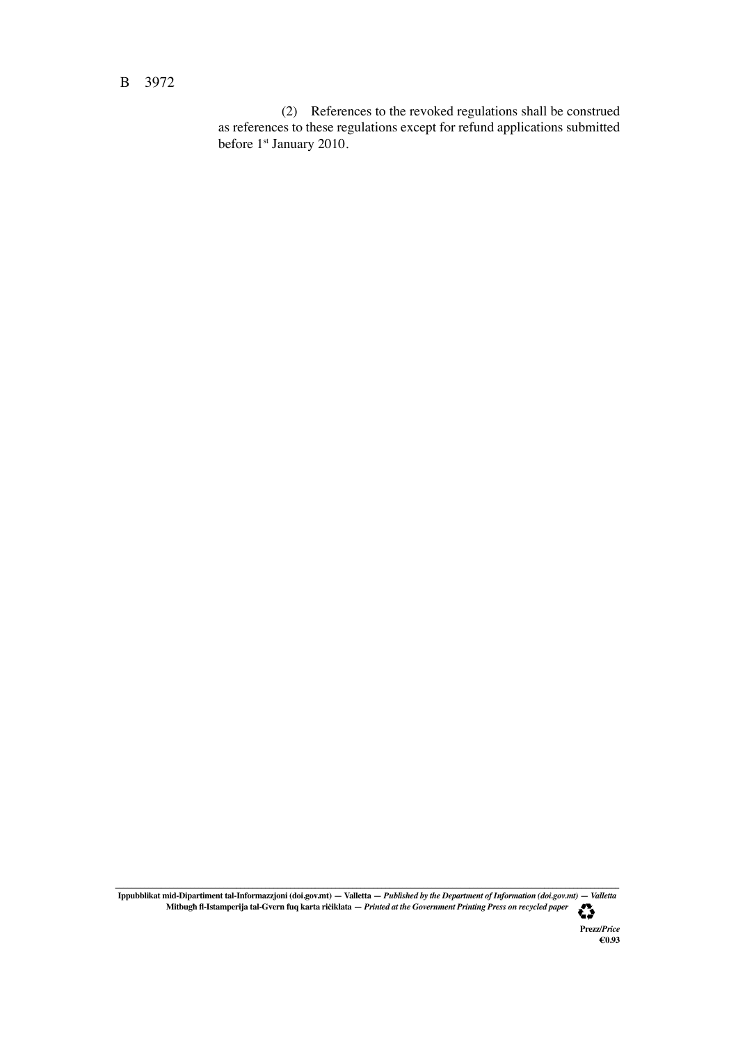(2) References to the revoked regulations shall be construed as references to these regulations except for refund applications submitted before 1st January 2010.

Ippubblikat mid-Dipartiment tal-Informazzjoni (doi.gov.mt) — Valletta — *Published by the Department of Information (doi.gov.mt) — Valletta*
Mitbugħ fl-Istamperija tal-Gvern fuq karta riċiklata — *Printed at the Government Printing Press on recycled paper*

Prezz/*Price*
€0.93